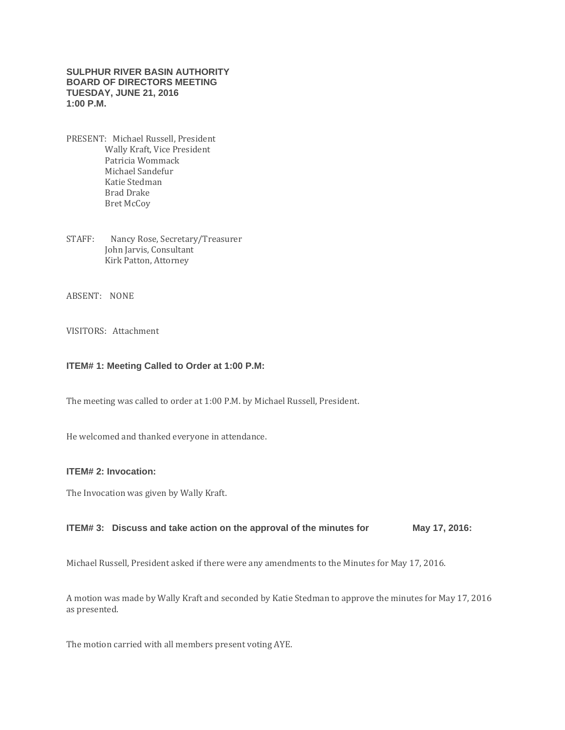**SULPHUR RIVER BASIN AUTHORITY**
**BOARD OF DIRECTORS MEETING**
**TUESDAY, JUNE 21, 2016**
**1:00 P.M.**

PRESENT: Michael Russell, President
Wally Kraft, Vice President
Patricia Wommack
Michael Sandefur
Katie Stedman
Brad Drake
Bret McCoy

STAFF: Nancy Rose, Secretary/Treasurer
John Jarvis, Consultant
Kirk Patton, Attorney

ABSENT: NONE

VISITORS: Attachment

### ITEM# 1: Meeting Called to Order at 1:00 P.M:

The meeting was called to order at 1:00 P.M. by Michael Russell, President.

He welcomed and thanked everyone in attendance.

### ITEM# 2: Invocation:

The Invocation was given by Wally Kraft.

### ITEM# 3: Discuss and take action on the approval of the minutes for May 17, 2016:

Michael Russell, President asked if there were any amendments to the Minutes for May 17, 2016.

A motion was made by Wally Kraft and seconded by Katie Stedman to approve the minutes for May 17, 2016 as presented.

The motion carried with all members present voting AYE.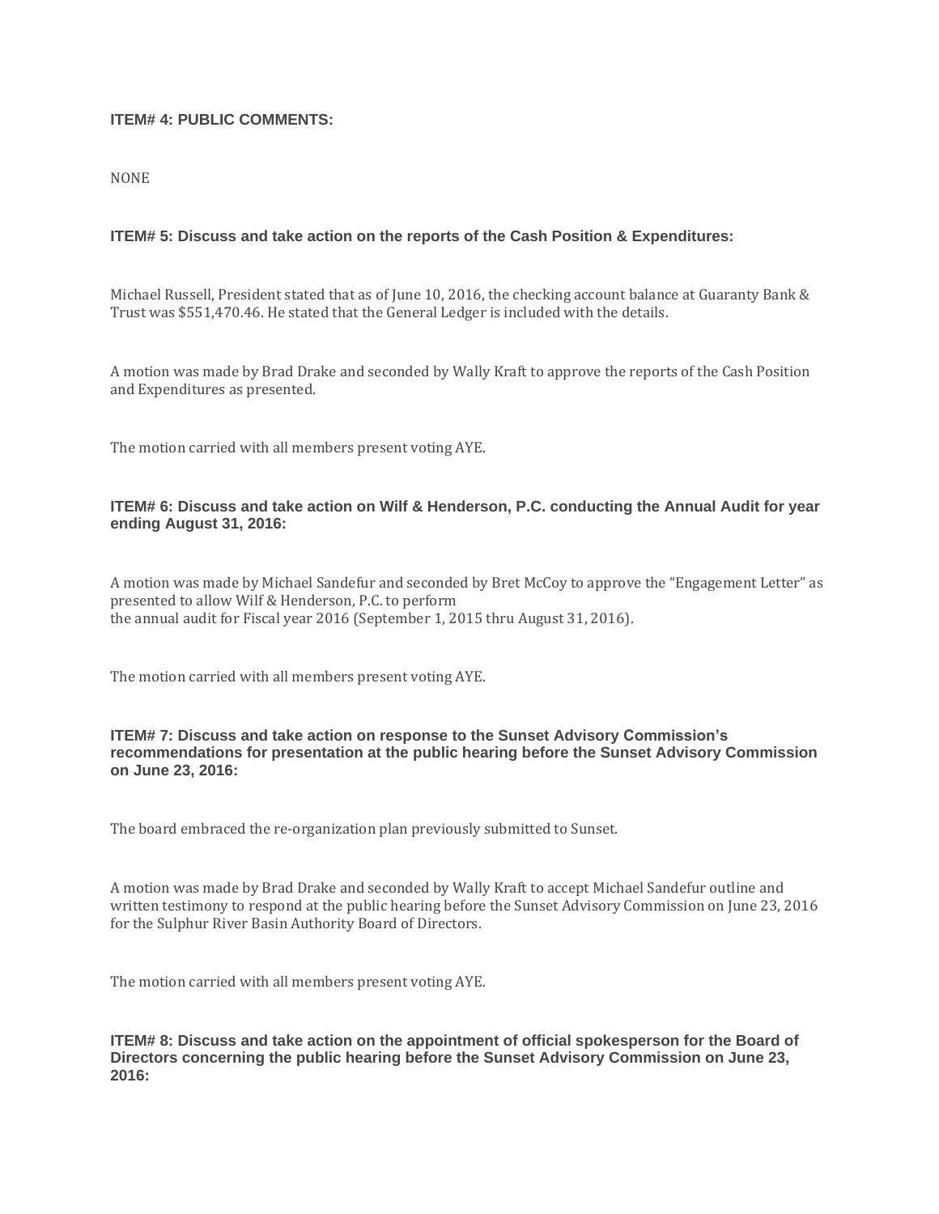**ITEM# 4: PUBLIC COMMENTS:**

NONE

**ITEM# 5: Discuss and take action on the reports of the Cash Position & Expenditures:**

Michael Russell, President stated that as of June 10, 2016, the checking account balance at Guaranty Bank & Trust was $551,470.46. He stated that the General Ledger is included with the details.

A motion was made by Brad Drake and seconded by Wally Kraft to approve the reports of the Cash Position and Expenditures as presented.

The motion carried with all members present voting AYE.

**ITEM# 6: Discuss and take action on Wilf & Henderson, P.C. conducting the Annual Audit for year ending August 31, 2016:**

A motion was made by Michael Sandefur and seconded by Bret McCoy to approve the "Engagement Letter" as presented to allow Wilf & Henderson, P.C. to perform
the annual audit for Fiscal year 2016 (September 1, 2015 thru August 31, 2016).

The motion carried with all members present voting AYE.

**ITEM# 7: Discuss and take action on response to the Sunset Advisory Commission's recommendations for presentation at the public hearing before the Sunset Advisory Commission on June 23, 2016:**

The board embraced the re-organization plan previously submitted to Sunset.

A motion was made by Brad Drake and seconded by Wally Kraft to accept Michael Sandefur outline and written testimony to respond at the public hearing before the Sunset Advisory Commission on June 23, 2016 for the Sulphur River Basin Authority Board of Directors.

The motion carried with all members present voting AYE.

**ITEM# 8: Discuss and take action on the appointment of official spokesperson for the Board of Directors concerning the public hearing before the Sunset Advisory Commission on June 23, 2016:**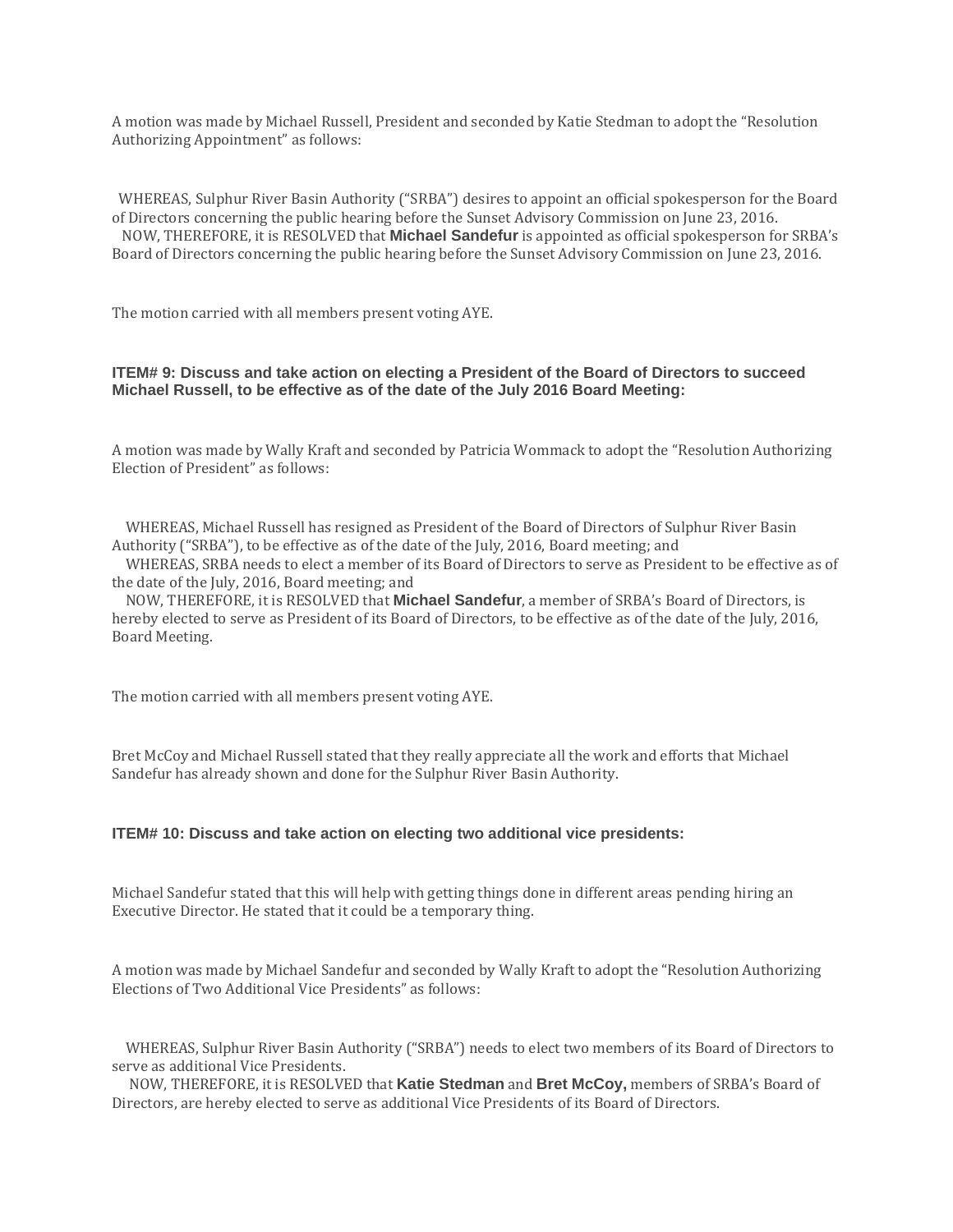A motion was made by Michael Russell, President and seconded by Katie Stedman to adopt the "Resolution Authorizing Appointment" as follows:

WHEREAS, Sulphur River Basin Authority ("SRBA") desires to appoint an official spokesperson for the Board of Directors concerning the public hearing before the Sunset Advisory Commission on June 23, 2016.
NOW, THEREFORE, it is RESOLVED that **Michael Sandefur** is appointed as official spokesperson for SRBA's Board of Directors concerning the public hearing before the Sunset Advisory Commission on June 23, 2016.

The motion carried with all members present voting AYE.

### ITEM# 9: Discuss and take action on electing a President of the Board of Directors to succeed Michael Russell, to be effective as of the date of the July 2016 Board Meeting:

A motion was made by Wally Kraft and seconded by Patricia Wommack to adopt the "Resolution Authorizing Election of President" as follows:

WHEREAS, Michael Russell has resigned as President of the Board of Directors of Sulphur River Basin Authority ("SRBA"), to be effective as of the date of the July, 2016, Board meeting; and
WHEREAS, SRBA needs to elect a member of its Board of Directors to serve as President to be effective as of the date of the July, 2016, Board meeting; and
NOW, THEREFORE, it is RESOLVED that **Michael Sandefur**, a member of SRBA's Board of Directors, is hereby elected to serve as President of its Board of Directors, to be effective as of the date of the July, 2016, Board Meeting.

The motion carried with all members present voting AYE.

Bret McCoy and Michael Russell stated that they really appreciate all the work and efforts that Michael Sandefur has already shown and done for the Sulphur River Basin Authority.

### ITEM# 10: Discuss and take action on electing two additional vice presidents:

Michael Sandefur stated that this will help with getting things done in different areas pending hiring an Executive Director. He stated that it could be a temporary thing.

A motion was made by Michael Sandefur and seconded by Wally Kraft to adopt the "Resolution Authorizing Elections of Two Additional Vice Presidents" as follows:

WHEREAS, Sulphur River Basin Authority ("SRBA") needs to elect two members of its Board of Directors to serve as additional Vice Presidents.
NOW, THEREFORE, it is RESOLVED that **Katie Stedman** and **Bret McCoy,** members of SRBA's Board of Directors, are hereby elected to serve as additional Vice Presidents of its Board of Directors.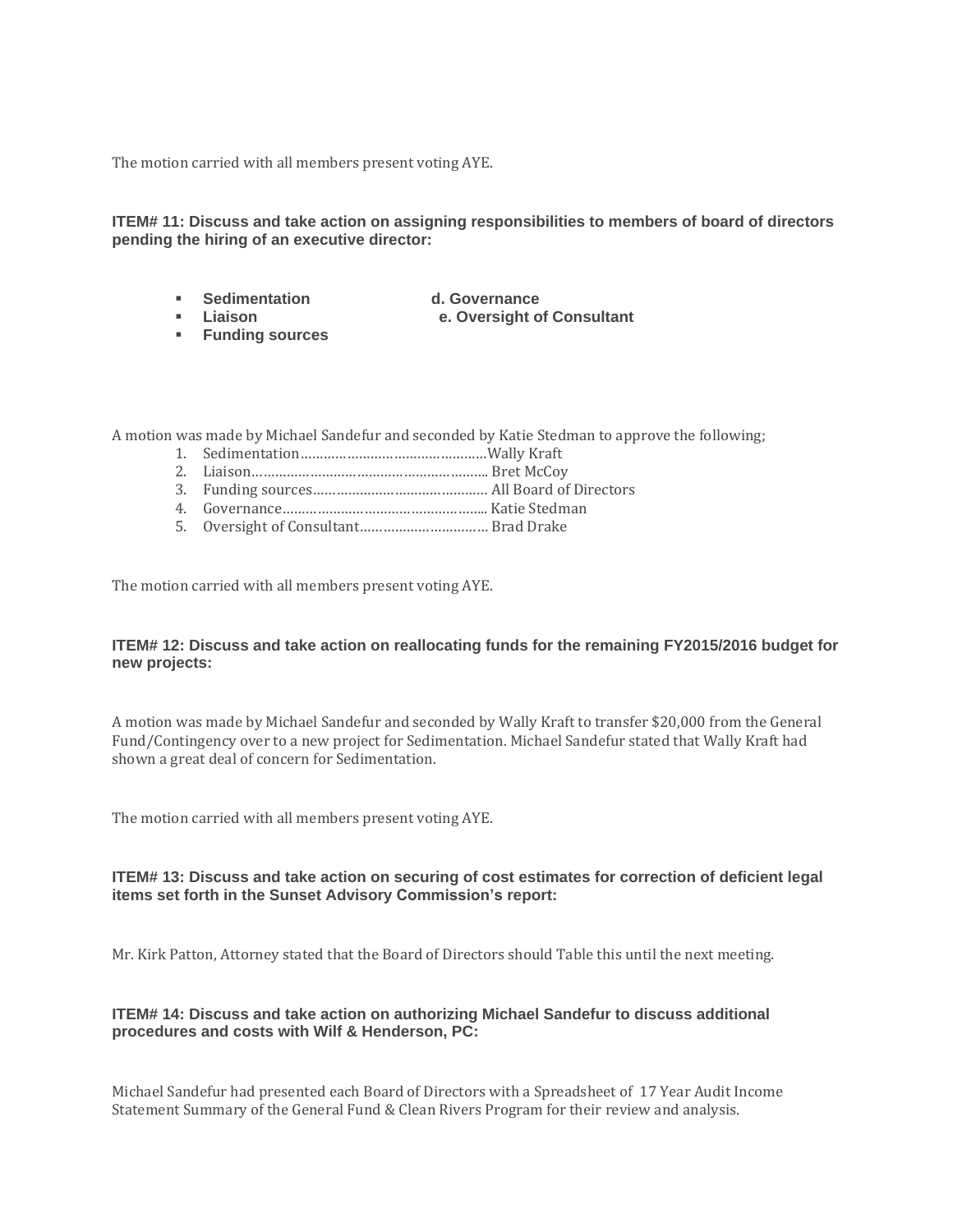The motion carried with all members present voting AYE.

**ITEM# 11: Discuss and take action on assigning responsibilities to members of board of directors pending the hiring of an executive director:**

- **Sedimentation**
- **Liaison**
- **Funding sources**

**d. Governance**
**e. Oversight of Consultant**

A motion was made by Michael Sandefur and seconded by Katie Stedman to approve the following;

1. Sedimentation…………………………………………Wally Kraft
2. Liaison…………………………………………………. Bret McCoy
3. Funding sources……………………………………… All Board of Directors
4. Governance………………………………………….... Katie Stedman
5. Oversight of Consultant…………………………… Brad Drake

The motion carried with all members present voting AYE.

**ITEM# 12: Discuss and take action on reallocating funds for the remaining FY2015/2016 budget for new projects:**

A motion was made by Michael Sandefur and seconded by Wally Kraft to transfer $20,000 from the General Fund/Contingency over to a new project for Sedimentation. Michael Sandefur stated that Wally Kraft had shown a great deal of concern for Sedimentation.

The motion carried with all members present voting AYE.

**ITEM# 13: Discuss and take action on securing of cost estimates for correction of deficient legal items set forth in the Sunset Advisory Commission's report:**

Mr. Kirk Patton, Attorney stated that the Board of Directors should Table this until the next meeting.

**ITEM# 14: Discuss and take action on authorizing Michael Sandefur to discuss additional procedures and costs with Wilf & Henderson, PC:**

Michael Sandefur had presented each Board of Directors with a Spreadsheet of 17 Year Audit Income Statement Summary of the General Fund & Clean Rivers Program for their review and analysis.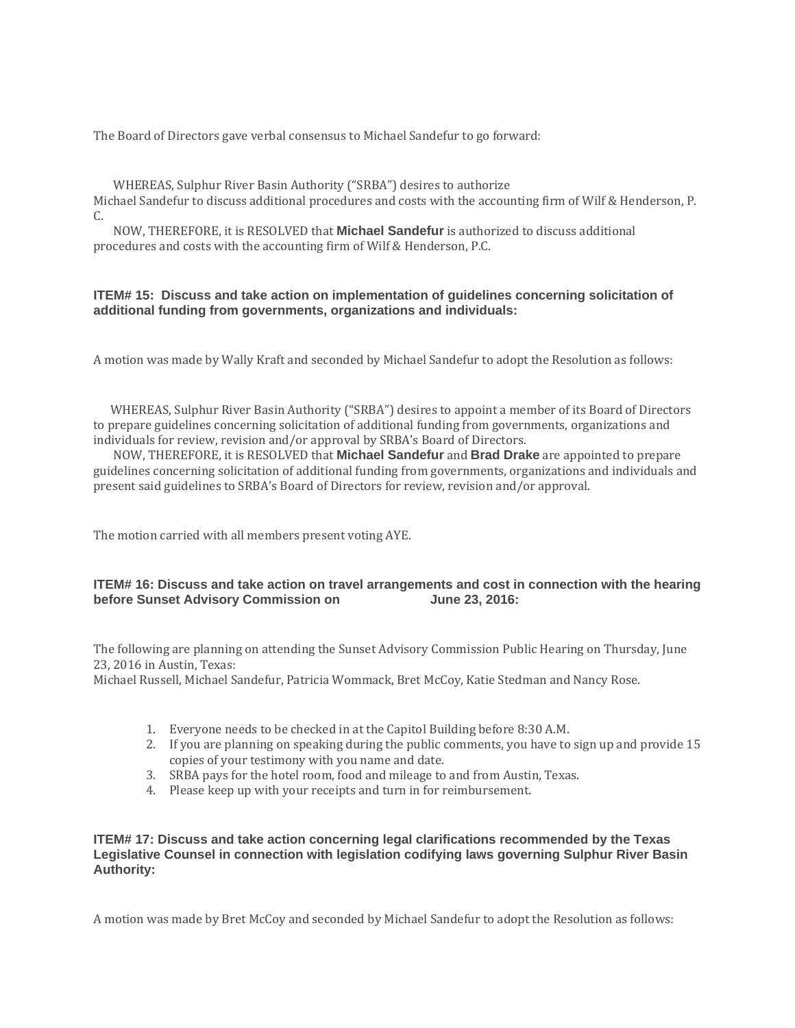The Board of Directors gave verbal consensus to Michael Sandefur to go forward:

WHEREAS, Sulphur River Basin Authority ("SRBA") desires to authorize Michael Sandefur to discuss additional procedures and costs with the accounting firm of Wilf & Henderson, P. C.

NOW, THEREFORE, it is RESOLVED that **Michael Sandefur** is authorized to discuss additional procedures and costs with the accounting firm of Wilf & Henderson, P.C.

**ITEM# 15: Discuss and take action on implementation of guidelines concerning solicitation of additional funding from governments, organizations and individuals:**

A motion was made by Wally Kraft and seconded by Michael Sandefur to adopt the Resolution as follows:

WHEREAS, Sulphur River Basin Authority ("SRBA") desires to appoint a member of its Board of Directors to prepare guidelines concerning solicitation of additional funding from governments, organizations and individuals for review, revision and/or approval by SRBA's Board of Directors.

NOW, THEREFORE, it is RESOLVED that **Michael Sandefur** and **Brad Drake** are appointed to prepare guidelines concerning solicitation of additional funding from governments, organizations and individuals and present said guidelines to SRBA's Board of Directors for review, revision and/or approval.

The motion carried with all members present voting AYE.

**ITEM# 16: Discuss and take action on travel arrangements and cost in connection with the hearing before Sunset Advisory Commission on June 23, 2016:**

The following are planning on attending the Sunset Advisory Commission Public Hearing on Thursday, June 23, 2016 in Austin, Texas:
Michael Russell, Michael Sandefur, Patricia Wommack, Bret McCoy, Katie Stedman and Nancy Rose.

1. Everyone needs to be checked in at the Capitol Building before 8:30 A.M.
2. If you are planning on speaking during the public comments, you have to sign up and provide 15 copies of your testimony with you name and date.
3. SRBA pays for the hotel room, food and mileage to and from Austin, Texas.
4. Please keep up with your receipts and turn in for reimbursement.

**ITEM# 17: Discuss and take action concerning legal clarifications recommended by the Texas Legislative Counsel in connection with legislation codifying laws governing Sulphur River Basin Authority:**

A motion was made by Bret McCoy and seconded by Michael Sandefur to adopt the Resolution as follows: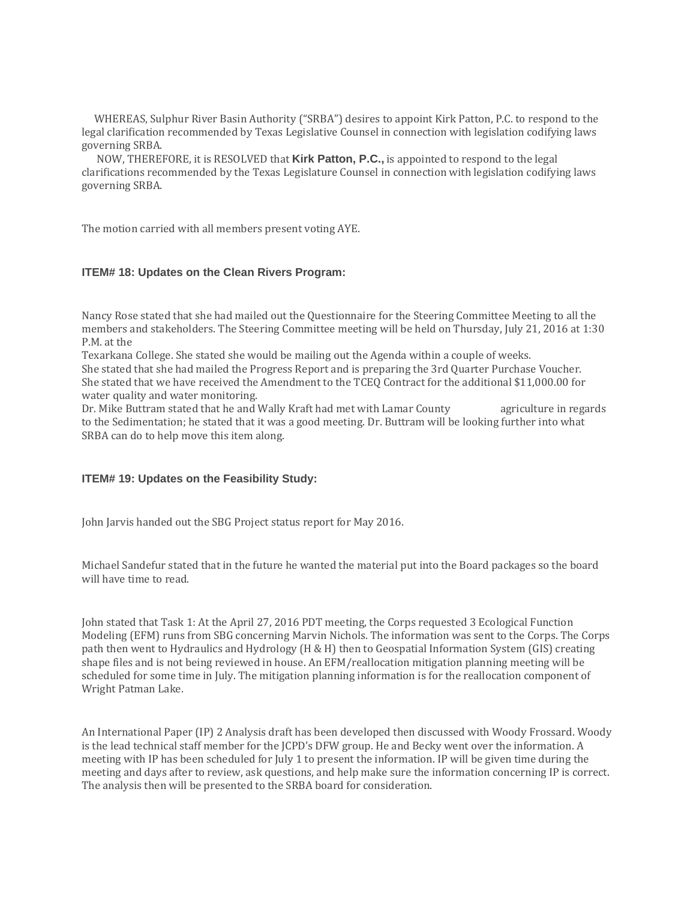WHEREAS, Sulphur River Basin Authority ("SRBA") desires to appoint Kirk Patton, P.C. to respond to the legal clarification recommended by Texas Legislative Counsel in connection with legislation codifying laws governing SRBA.

NOW, THEREFORE, it is RESOLVED that **Kirk Patton, P.C.,** is appointed to respond to the legal clarifications recommended by the Texas Legislature Counsel in connection with legislation codifying laws governing SRBA.

The motion carried with all members present voting AYE.

### ITEM# 18: Updates on the Clean Rivers Program:

Nancy Rose stated that she had mailed out the Questionnaire for the Steering Committee Meeting to all the members and stakeholders. The Steering Committee meeting will be held on Thursday, July 21, 2016 at 1:30 P.M. at the

Texarkana College. She stated she would be mailing out the Agenda within a couple of weeks.

She stated that she had mailed the Progress Report and is preparing the 3rd Quarter Purchase Voucher.

She stated that we have received the Amendment to the TCEQ Contract for the additional $11,000.00 for water quality and water monitoring.

Dr. Mike Buttram stated that he and Wally Kraft had met with Lamar County agriculture in regards to the Sedimentation; he stated that it was a good meeting. Dr. Buttram will be looking further into what SRBA can do to help move this item along.

### ITEM# 19: Updates on the Feasibility Study:

John Jarvis handed out the SBG Project status report for May 2016.

Michael Sandefur stated that in the future he wanted the material put into the Board packages so the board will have time to read.

John stated that Task 1: At the April 27, 2016 PDT meeting, the Corps requested 3 Ecological Function Modeling (EFM) runs from SBG concerning Marvin Nichols. The information was sent to the Corps. The Corps path then went to Hydraulics and Hydrology (H & H) then to Geospatial Information System (GIS) creating shape files and is not being reviewed in house. An EFM/reallocation mitigation planning meeting will be scheduled for some time in July. The mitigation planning information is for the reallocation component of Wright Patman Lake.

An International Paper (IP) 2 Analysis draft has been developed then discussed with Woody Frossard. Woody is the lead technical staff member for the JCPD's DFW group. He and Becky went over the information. A meeting with IP has been scheduled for July 1 to present the information. IP will be given time during the meeting and days after to review, ask questions, and help make sure the information concerning IP is correct. The analysis then will be presented to the SRBA board for consideration.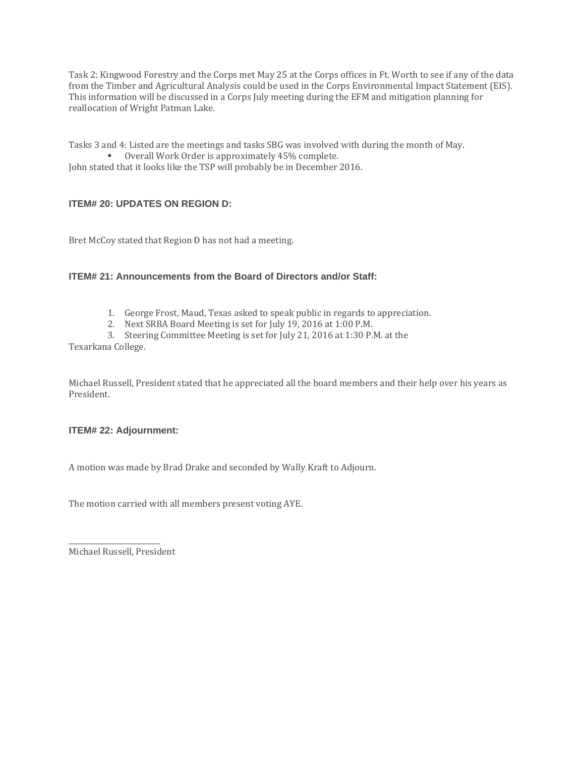Task 2: Kingwood Forestry and the Corps met May 25 at the Corps offices in Ft. Worth to see if any of the data from the Timber and Agricultural Analysis could be used in the Corps Environmental Impact Statement (EIS). This information will be discussed in a Corps July meeting during the EFM and mitigation planning for reallocation of Wright Patman Lake.

Tasks 3 and 4: Listed are the meetings and tasks SBG was involved with during the month of May.

- Overall Work Order is approximately 45% complete.

John stated that it looks like the TSP will probably be in December 2016.

### ITEM# 20: UPDATES ON REGION D:

Bret McCoy stated that Region D has not had a meeting.

### ITEM# 21: Announcements from the Board of Directors and/or Staff:

1. George Frost, Maud, Texas asked to speak public in regards to appreciation.
2. Next SRBA Board Meeting is set for July 19, 2016 at 1:00 P.M.
3. Steering Committee Meeting is set for July 21, 2016 at 1:30 P.M. at the Texarkana College.

Michael Russell, President stated that he appreciated all the board members and their help over his years as President.

### ITEM# 22: Adjournment:

A motion was made by Brad Drake and seconded by Wally Kraft to Adjourn.

The motion carried with all members present voting AYE.

\_\_\_\_\_\_\_\_\_\_\_\_\_\_\_\_\_\_\_\_\_\_\_\_\_\_

Michael Russell, President